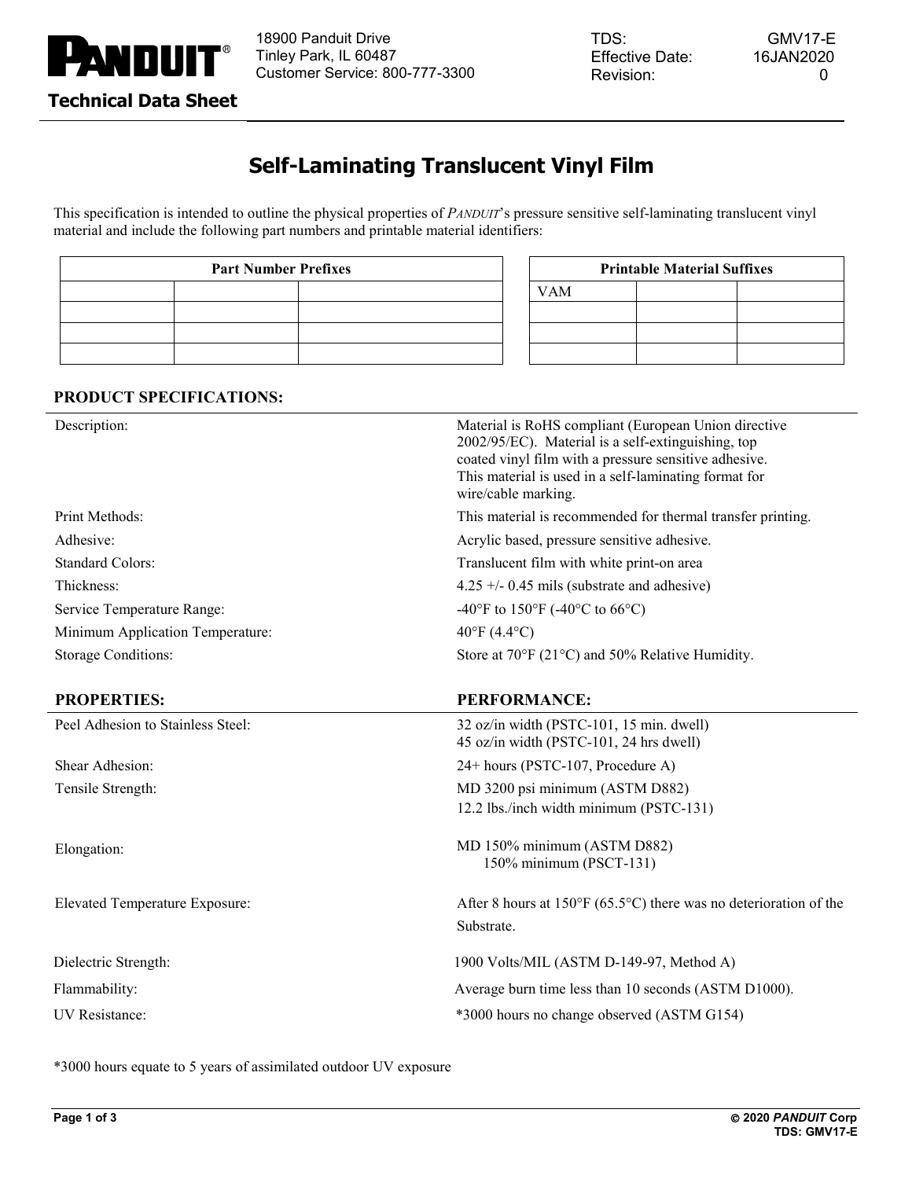PANDUIT®

18900 Panduit Drive
Tinley Park, IL 60487
Customer Service: 800-777-3300

| TDS: | GMV17-E |
|---|---|
| Effective Date: | 16JAN2020 |
| Revision: | 0 |

**Technical Data Sheet**

# Self-Laminating Translucent Vinyl Film

This specification is intended to outline the physical properties of *PANDUIT*'s pressure sensitive self-laminating translucent vinyl material and include the following part numbers and printable material identifiers:

| Part Number Prefixes | | |
|---|---|---|
| | | |
| | | |
| | | |
| | | |

| Printable Material Suffixes | | |
|---|---|---|
| VAM | | |
| | | |
| | | |
| | | |

## PRODUCT SPECIFICATIONS:

| | |
|---|---|
| Description: | Material is RoHS compliant (European Union directive 2002/95/EC). Material is a self-extinguishing, top coated vinyl film with a pressure sensitive adhesive. This material is used in a self-laminating format for wire/cable marking. |
| Print Methods: | This material is recommended for thermal transfer printing. |
| Adhesive: | Acrylic based, pressure sensitive adhesive. |
| Standard Colors: | Translucent film with white print-on area |
| Thickness: | 4.25 +/- 0.45 mils (substrate and adhesive) |
| Service Temperature Range: | -40°F to 150°F (-40°C to 66°C) |
| Minimum Application Temperature: | 40°F (4.4°C) |
| Storage Conditions: | Store at 70°F (21°C) and 50% Relative Humidity. |

| PROPERTIES: | PERFORMANCE: |
|---|---|
| Peel Adhesion to Stainless Steel: | 32 oz/in width (PSTC-101, 15 min. dwell)<br>45 oz/in width (PSTC-101, 24 hrs dwell) |
| Shear Adhesion: | 24+ hours (PSTC-107, Procedure A) |
| Tensile Strength: | MD 3200 psi minimum (ASTM D882)<br>12.2 lbs./inch width minimum (PSTC-131) |
| Elongation: | MD 150% minimum (ASTM D882)<br>150% minimum (PSCT-131) |
| Elevated Temperature Exposure: | After 8 hours at 150°F (65.5°C) there was no deterioration of the Substrate. |
| Dielectric Strength: | 1900 Volts/MIL (ASTM D-149-97, Method A) |
| Flammability: | Average burn time less than 10 seconds (ASTM D1000). |
| UV Resistance: | *3000 hours no change observed (ASTM G154) |

*3000 hours equate to 5 years of assimilated outdoor UV exposure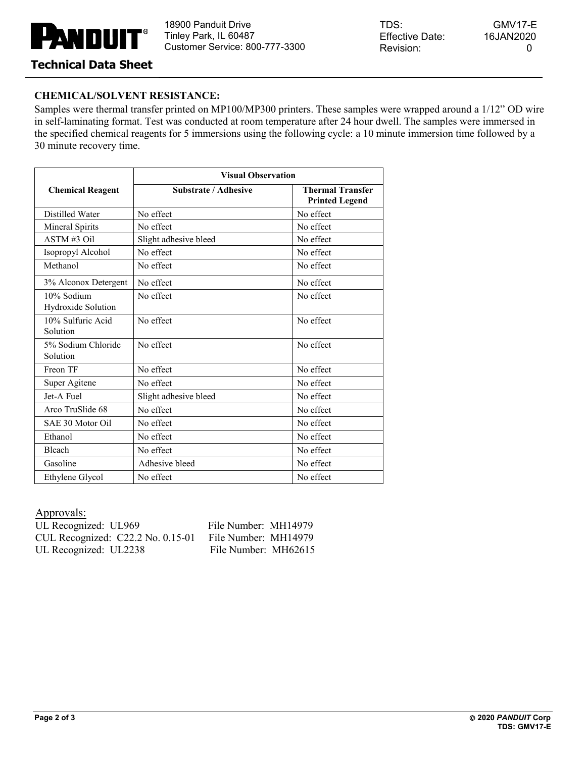## CHEMICAL/SOLVENT RESISTANCE:

Samples were thermal transfer printed on MP100/MP300 printers. These samples were wrapped around a 1/12" OD wire in self-laminating format. Test was conducted at room temperature after 24 hour dwell. The samples were immersed in the specified chemical reagents for 5 immersions using the following cycle: a 10 minute immersion time followed by a 30 minute recovery time.

| Chemical Reagent | Visual Observation | |
|---|---|---|
| | **Substrate / Adhesive** | **Thermal Transfer Printed Legend** |
| Distilled Water | No effect | No effect |
| Mineral Spirits | No effect | No effect |
| ASTM #3 Oil | Slight adhesive bleed | No effect |
| Isopropyl Alcohol | No effect | No effect |
| Methanol | No effect | No effect |
| 3% Alconox Detergent | No effect | No effect |
| 10% Sodium Hydroxide Solution | No effect | No effect |
| 10% Sulfuric Acid Solution | No effect | No effect |
| 5% Sodium Chloride Solution | No effect | No effect |
| Freon TF | No effect | No effect |
| Super Agitene | No effect | No effect |
| Jet-A Fuel | Slight adhesive bleed | No effect |
| Arco TruSlide 68 | No effect | No effect |
| SAE 30 Motor Oil | No effect | No effect |
| Ethanol | No effect | No effect |
| Bleach | No effect | No effect |
| Gasoline | Adhesive bleed | No effect |
| Ethylene Glycol | No effect | No effect |

Approvals:

UL Recognized: UL969 File Number: MH14979
CUL Recognized: C22.2 No. 0.15-01 File Number: MH14979
UL Recognized: UL2238 File Number: MH62615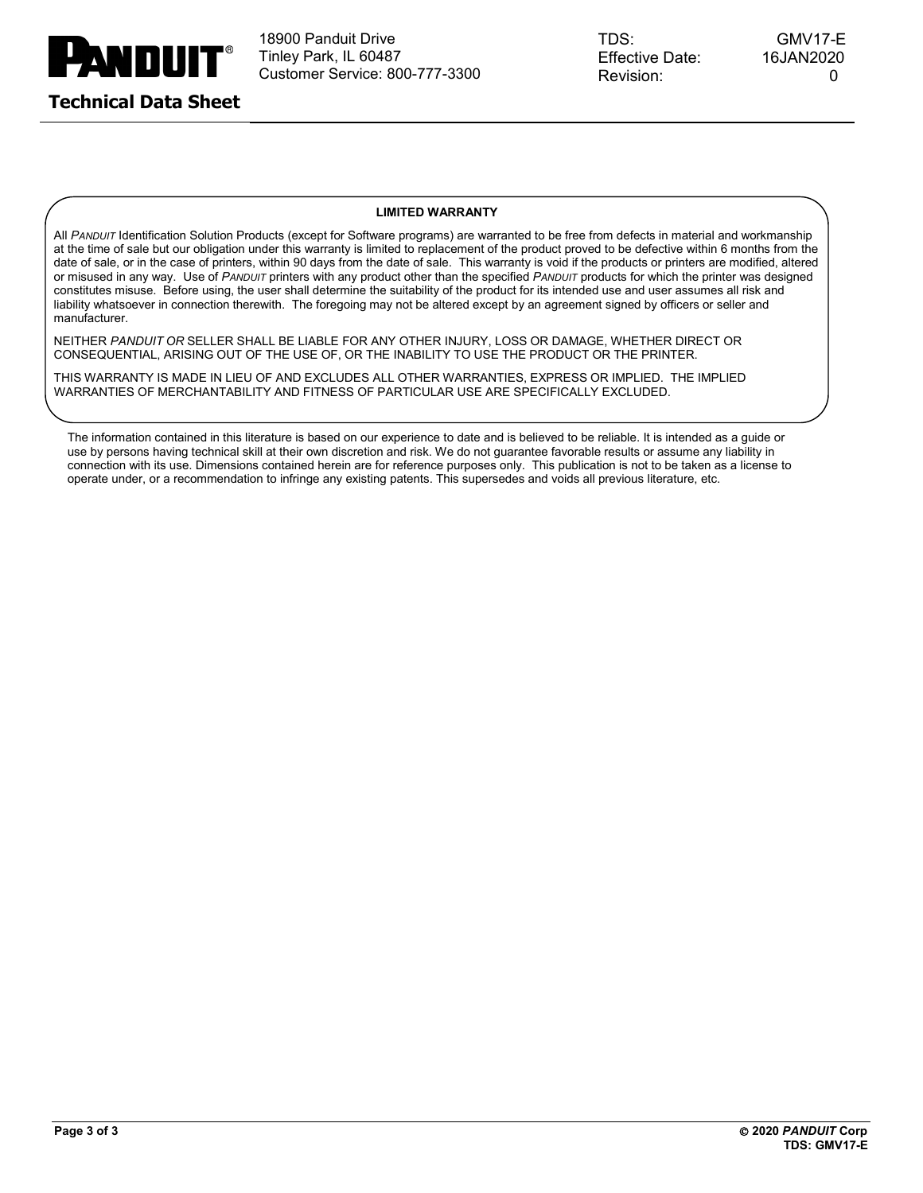#### LIMITED WARRANTY

All *PANDUIT* Identification Solution Products (except for Software programs) are warranted to be free from defects in material and workmanship at the time of sale but our obligation under this warranty is limited to replacement of the product proved to be defective within 6 months from the date of sale, or in the case of printers, within 90 days from the date of sale. This warranty is void if the products or printers are modified, altered or misused in any way. Use of *PANDUIT* printers with any product other than the specified *PANDUIT* products for which the printer was designed constitutes misuse. Before using, the user shall determine the suitability of the product for its intended use and user assumes all risk and liability whatsoever in connection therewith. The foregoing may not be altered except by an agreement signed by officers or seller and manufacturer.

NEITHER *PANDUIT OR* SELLER SHALL BE LIABLE FOR ANY OTHER INJURY, LOSS OR DAMAGE, WHETHER DIRECT OR CONSEQUENTIAL, ARISING OUT OF THE USE OF, OR THE INABILITY TO USE THE PRODUCT OR THE PRINTER.

THIS WARRANTY IS MADE IN LIEU OF AND EXCLUDES ALL OTHER WARRANTIES, EXPRESS OR IMPLIED. THE IMPLIED WARRANTIES OF MERCHANTABILITY AND FITNESS OF PARTICULAR USE ARE SPECIFICALLY EXCLUDED.

The information contained in this literature is based on our experience to date and is believed to be reliable. It is intended as a guide or use by persons having technical skill at their own discretion and risk. We do not guarantee favorable results or assume any liability in connection with its use. Dimensions contained herein are for reference purposes only. This publication is not to be taken as a license to operate under, or a recommendation to infringe any existing patents. This supersedes and voids all previous literature, etc.